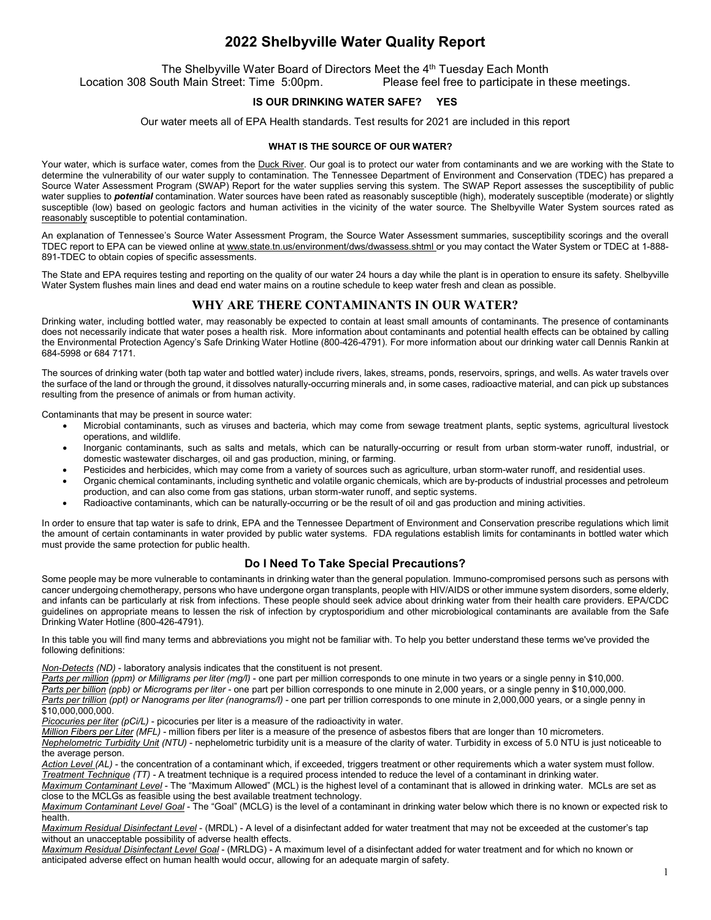# 2022 Shelbyville Water Quality Report

The Shelbyville Water Board of Directors Meet the 4th Tuesday Each Month
Location 308 South Main Street: Time 5:00pm. Please feel free to participate in these meetings.

**IS OUR DRINKING WATER SAFE? YES**

Our water meets all of EPA Health standards. Test results for 2021 are included in this report

#### WHAT IS THE SOURCE OF OUR WATER?

Your water, which is surface water, comes from the Duck River. Our goal is to protect our water from contaminants and we are working with the State to determine the vulnerability of our water supply to contamination. The Tennessee Department of Environment and Conservation (TDEC) has prepared a Source Water Assessment Program (SWAP) Report for the water supplies serving this system. The SWAP Report assesses the susceptibility of public water supplies to ***potential*** contamination. Water sources have been rated as reasonably susceptible (high), moderately susceptible (moderate) or slightly susceptible (low) based on geologic factors and human activities in the vicinity of the water source. The Shelbyville Water System sources rated as reasonably susceptible to potential contamination.

An explanation of Tennessee's Source Water Assessment Program, the Source Water Assessment summaries, susceptibility scorings and the overall TDEC report to EPA can be viewed online at www.state.tn.us/environment/dws/dwassess.shtml or you may contact the Water System or TDEC at 1-888-891-TDEC to obtain copies of specific assessments.

The State and EPA requires testing and reporting on the quality of our water 24 hours a day while the plant is in operation to ensure its safety. Shelbyville Water System flushes main lines and dead end water mains on a routine schedule to keep water fresh and clean as possible.

## WHY ARE THERE CONTAMINANTS IN OUR WATER?

Drinking water, including bottled water, may reasonably be expected to contain at least small amounts of contaminants. The presence of contaminants does not necessarily indicate that water poses a health risk. More information about contaminants and potential health effects can be obtained by calling the Environmental Protection Agency's Safe Drinking Water Hotline (800-426-4791). For more information about our drinking water call Dennis Rankin at 684-5998 or 684 7171.

The sources of drinking water (both tap water and bottled water) include rivers, lakes, streams, ponds, reservoirs, springs, and wells. As water travels over the surface of the land or through the ground, it dissolves naturally-occurring minerals and, in some cases, radioactive material, and can pick up substances resulting from the presence of animals or from human activity.

Contaminants that may be present in source water:

- Microbial contaminants, such as viruses and bacteria, which may come from sewage treatment plants, septic systems, agricultural livestock operations, and wildlife.
- Inorganic contaminants, such as salts and metals, which can be naturally-occurring or result from urban storm-water runoff, industrial, or domestic wastewater discharges, oil and gas production, mining, or farming.
- Pesticides and herbicides, which may come from a variety of sources such as agriculture, urban storm-water runoff, and residential uses.
- Organic chemical contaminants, including synthetic and volatile organic chemicals, which are by-products of industrial processes and petroleum production, and can also come from gas stations, urban storm-water runoff, and septic systems.
- Radioactive contaminants, which can be naturally-occurring or be the result of oil and gas production and mining activities.

In order to ensure that tap water is safe to drink, EPA and the Tennessee Department of Environment and Conservation prescribe regulations which limit the amount of certain contaminants in water provided by public water systems. FDA regulations establish limits for contaminants in bottled water which must provide the same protection for public health.

## Do I Need To Take Special Precautions?

Some people may be more vulnerable to contaminants in drinking water than the general population. Immuno-compromised persons such as persons with cancer undergoing chemotherapy, persons who have undergone organ transplants, people with HIV/AIDS or other immune system disorders, some elderly, and infants can be particularly at risk from infections. These people should seek advice about drinking water from their health care providers. EPA/CDC guidelines on appropriate means to lessen the risk of infection by cryptosporidium and other microbiological contaminants are available from the Safe Drinking Water Hotline (800-426-4791).

In this table you will find many terms and abbreviations you might not be familiar with. To help you better understand these terms we've provided the following definitions:

*Non-Detects (ND)* - laboratory analysis indicates that the constituent is not present.
*Parts per million (ppm) or Milligrams per liter (mg/l)* - one part per million corresponds to one minute in two years or a single penny in $10,000.
*Parts per billion (ppb) or Micrograms per liter* - one part per billion corresponds to one minute in 2,000 years, or a single penny in $10,000,000.
*Parts per trillion (ppt) or Nanograms per liter (nanograms/l)* - one part per trillion corresponds to one minute in 2,000,000 years, or a single penny in $10,000,000,000.
*Picocuries per liter (pCi/L)* - picocuries per liter is a measure of the radioactivity in water.
*Million Fibers per Liter (MFL)* - million fibers per liter is a measure of the presence of asbestos fibers that are longer than 10 micrometers.
*Nephelometric Turbidity Unit (NTU)* - nephelometric turbidity unit is a measure of the clarity of water. Turbidity in excess of 5.0 NTU is just noticeable to the average person.
*Action Level (AL)* - the concentration of a contaminant which, if exceeded, triggers treatment or other requirements which a water system must follow.
*Treatment Technique (TT)* - A treatment technique is a required process intended to reduce the level of a contaminant in drinking water.
*Maximum Contaminant Level* - The "Maximum Allowed" (MCL) is the highest level of a contaminant that is allowed in drinking water. MCLs are set as close to the MCLGs as feasible using the best available treatment technology.
*Maximum Contaminant Level Goal* - The "Goal" (MCLG) is the level of a contaminant in drinking water below which there is no known or expected risk to health.
*Maximum Residual Disinfectant Level* - (MRDL) - A level of a disinfectant added for water treatment that may not be exceeded at the customer's tap without an unacceptable possibility of adverse health effects.
*Maximum Residual Disinfectant Level Goal* - (MRLDG) - A maximum level of a disinfectant added for water treatment and for which no known or anticipated adverse effect on human health would occur, allowing for an adequate margin of safety.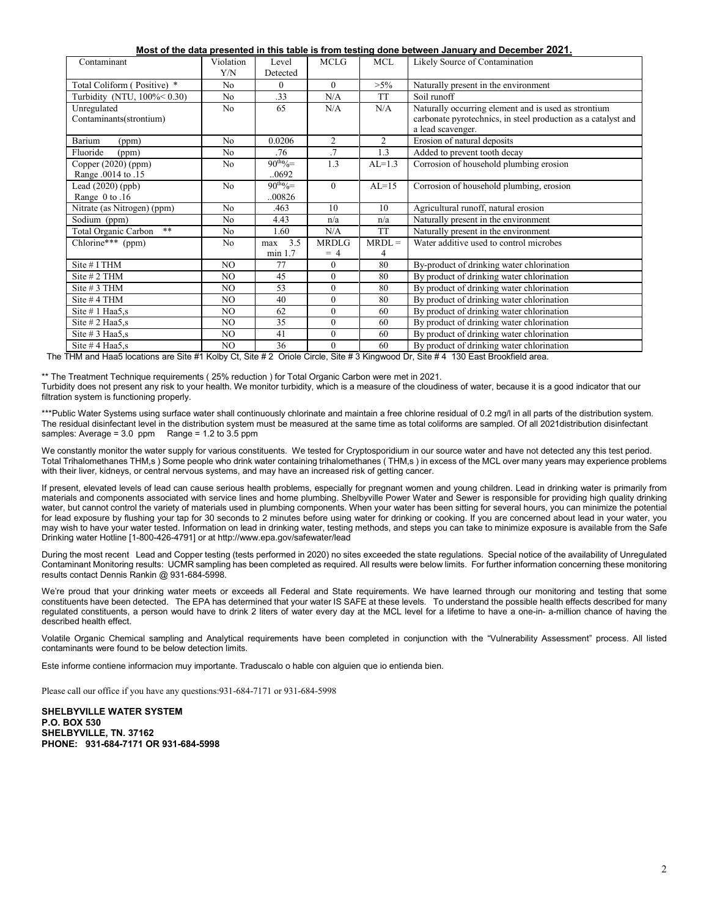**Most of the data presented in this table is from testing done between January and December 2021.**

| Contaminant | Violation Y/N | Level Detected | MCLG | MCL | Likely Source of Contamination |
|---|---|---|---|---|---|
| Total Coliform ( Positive) * | No | 0 | 0 | >5% | Naturally present in the environment |
| Turbidity (NTU, 100%< 0.30) | No | .33 | N/A | TT | Soil runoff |
| Unregulated Contaminants(strontium) | No | 65 | N/A | N/A | Naturally occurring element and is used as strontium carbonate pyrotechnics, in steel production as a catalyst and a lead scavenger. |
| Barium (ppm) | No | 0.0206 | 2 | 2 | Erosion of natural deposits |
| Fluoride (ppm) | No | .76 | .7 | 1.3 | Added to prevent tooth decay |
| Copper (2020) (ppm) Range .0014 to .15 | No | $90^{th}$%= ..0692 | 1.3 | AL=1.3 | Corrosion of household plumbing erosion |
| Lead (2020) (ppb) Range 0 to .16 | No | $90^{th}$%= ..00826 | 0 | AL=15 | Corrosion of household plumbing, erosion |
| Nitrate (as Nitrogen) (ppm) | No | .463 | 10 | 10 | Agricultural runoff, natural erosion |
| Sodium (ppm) | No | 4.43 | n/a | n/a | Naturally present in the environment |
| Total Organic Carbon ** | No | 1.60 | N/A | TT | Naturally present in the environment |
| Chlorine*** (ppm) | No | max 3.5 min 1.7 | MRDLG = 4 | MRDL = 4 | Water additive used to control microbes |
| Site # I THM | NO | 77 | 0 | 80 | By-product of drinking water chlorination |
| Site # 2 THM | NO | 45 | 0 | 80 | By product of drinking water chlorination |
| Site # 3 THM | NO | 53 | 0 | 80 | By product of drinking water chlorination |
| Site # 4 THM | NO | 40 | 0 | 80 | By product of drinking water chlorination |
| Site # 1 Haa5,s | NO | 62 | 0 | 60 | By product of drinking water chlorination |
| Site # 2 Haa5,s | NO | 35 | 0 | 60 | By product of drinking water chlorination |
| Site # 3 Haa5,s | NO | 41 | 0 | 60 | By product of drinking water chlorination |
| Site # 4 Haa5,s | NO | 36 | 0 | 60 | By product of drinking water chlorination |

The THM and Haa5 locations are Site #1 Kolby Ct, Site # 2 Oriole Circle, Site # 3 Kingwood Dr, Site # 4 130 East Brookfield area.

** The Treatment Technique requirements ( 25% reduction ) for Total Organic Carbon were met in 2021.
Turbidity does not present any risk to your health. We monitor turbidity, which is a measure of the cloudiness of water, because it is a good indicator that our filtration system is functioning properly.

***Public Water Systems using surface water shall continuously chlorinate and maintain a free chlorine residual of 0.2 mg/l in all parts of the distribution system. The residual disinfectant level in the distribution system must be measured at the same time as total coliforms are sampled. Of all 2021distribution disinfectant samples: Average = 3.0 ppm Range = 1.2 to 3.5 ppm

We constantly monitor the water supply for various constituents. We tested for Cryptosporidium in our source water and have not detected any this test period. Total Trihalomethanes THM,s ) Some people who drink water containing trihalomethanes ( THM,s ) in excess of the MCL over many years may experience problems with their liver, kidneys, or central nervous systems, and may have an increased risk of getting cancer.

If present, elevated levels of lead can cause serious health problems, especially for pregnant women and young children. Lead in drinking water is primarily from materials and components associated with service lines and home plumbing. Shelbyville Power Water and Sewer is responsible for providing high quality drinking water, but cannot control the variety of materials used in plumbing components. When your water has been sitting for several hours, you can minimize the potential for lead exposure by flushing your tap for 30 seconds to 2 minutes before using water for drinking or cooking. If you are concerned about lead in your water, you may wish to have your water tested. Information on lead in drinking water, testing methods, and steps you can take to minimize exposure is available from the Safe Drinking water Hotline [1-800-426-4791] or at http://www.epa.gov/safewater/lead

During the most recent Lead and Copper testing (tests performed in 2020) no sites exceeded the state regulations. Special notice of the availability of Unregulated Contaminant Monitoring results: UCMR sampling has been completed as required. All results were below limits. For further information concerning these monitoring results contact Dennis Rankin @ 931-684-5998.

We're proud that your drinking water meets or exceeds all Federal and State requirements. We have learned through our monitoring and testing that some constituents have been detected. The EPA has determined that your water IS SAFE at these levels. To understand the possible health effects described for many regulated constituents, a person would have to drink 2 liters of water every day at the MCL level for a lifetime to have a one-in- a-million chance of having the described health effect.

Volatile Organic Chemical sampling and Analytical requirements have been completed in conjunction with the "Vulnerability Assessment" process. All listed contaminants were found to be below detection limits.

Este informe contiene informacion muy importante. Traduscalo o hable con alguien que io entienda bien.

Please call our office if you have any questions:931-684-7171 or 931-684-5998

**SHELBYVILLE WATER SYSTEM**
**P.O. BOX 530**
**SHELBYVILLE, TN. 37162**
**PHONE: 931-684-7171 OR 931-684-5998**